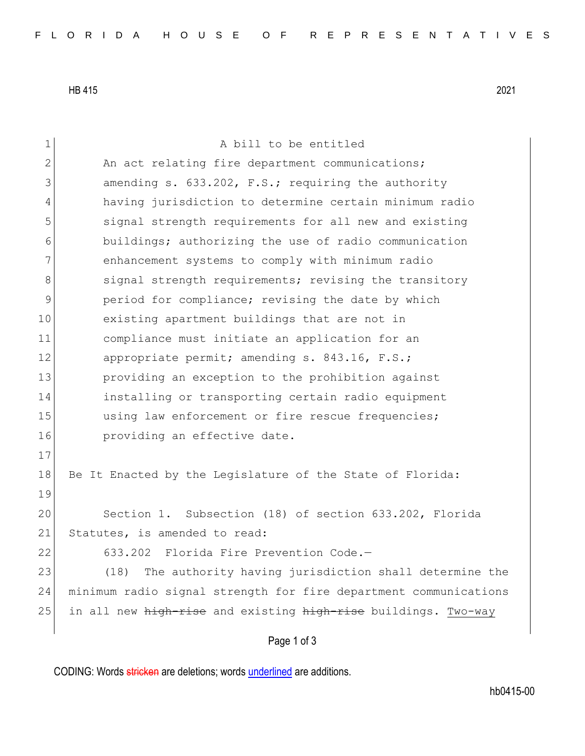HB 415 2021

A bill to be entitled

An act relating fire department communications; amending s. 633.202, F.S.; requiring the authority having jurisdiction to determine certain minimum radio signal strength requirements for all new and existing buildings; authorizing the use of radio communication enhancement systems to comply with minimum radio signal strength requirements; revising the transitory period for compliance; revising the date by which existing apartment buildings that are not in compliance must initiate an application for an appropriate permit; amending s. 843.16, F.S.; providing an exception to the prohibition against installing or transporting certain radio equipment using law enforcement or fire rescue frequencies; providing an effective date.

Be It Enacted by the Legislature of the State of Florida:

Section 1. Subsection (18) of section 633.202, Florida Statutes, is amended to read:

633.202 Florida Fire Prevention Code.—

(18) The authority having jurisdiction shall determine the minimum radio signal strength for fire department communications in all new ~~high-rise~~ and existing ~~high-rise~~ buildings. <u>Two-way</u>

CODING: Words ~~stricken~~ are deletions; words <u>underlined</u> are additions.

hb0415-00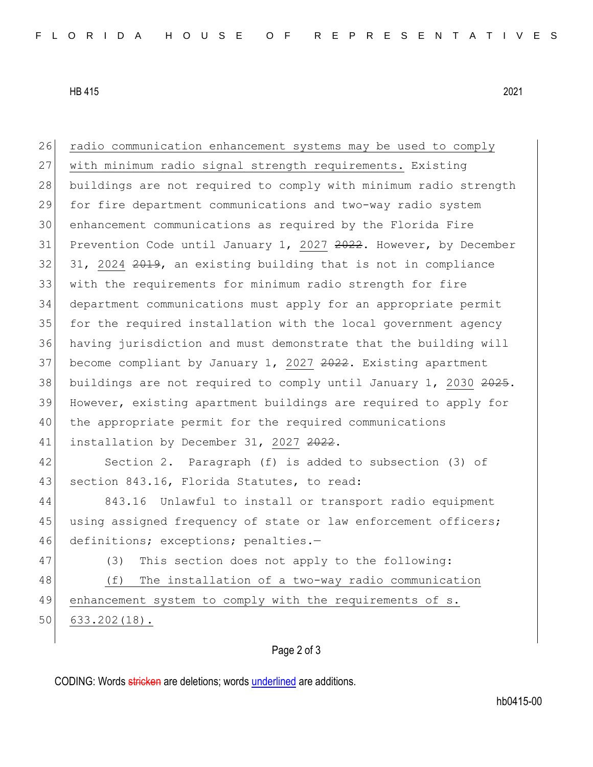radio communication enhancement systems may be used to comply with minimum radio signal strength requirements. Existing buildings are not required to comply with minimum radio strength for fire department communications and two-way radio system enhancement communications as required by the Florida Fire Prevention Code until January 1, 2027 ~~2022~~. However, by December 31, 2024 ~~2019~~, an existing building that is not in compliance with the requirements for minimum radio strength for fire department communications must apply for an appropriate permit for the required installation with the local government agency having jurisdiction and must demonstrate that the building will become compliant by January 1, 2027 ~~2022~~. Existing apartment buildings are not required to comply until January 1, 2030 ~~2025~~. However, existing apartment buildings are required to apply for the appropriate permit for the required communications installation by December 31, 2027 ~~2022~~.

Section 2. Paragraph (f) is added to subsection (3) of section 843.16, Florida Statutes, to read:

843.16 Unlawful to install or transport radio equipment using assigned frequency of state or law enforcement officers; definitions; exceptions; penalties.—

(3) This section does not apply to the following:

(f) The installation of a two-way radio communication enhancement system to comply with the requirements of s. 633.202(18).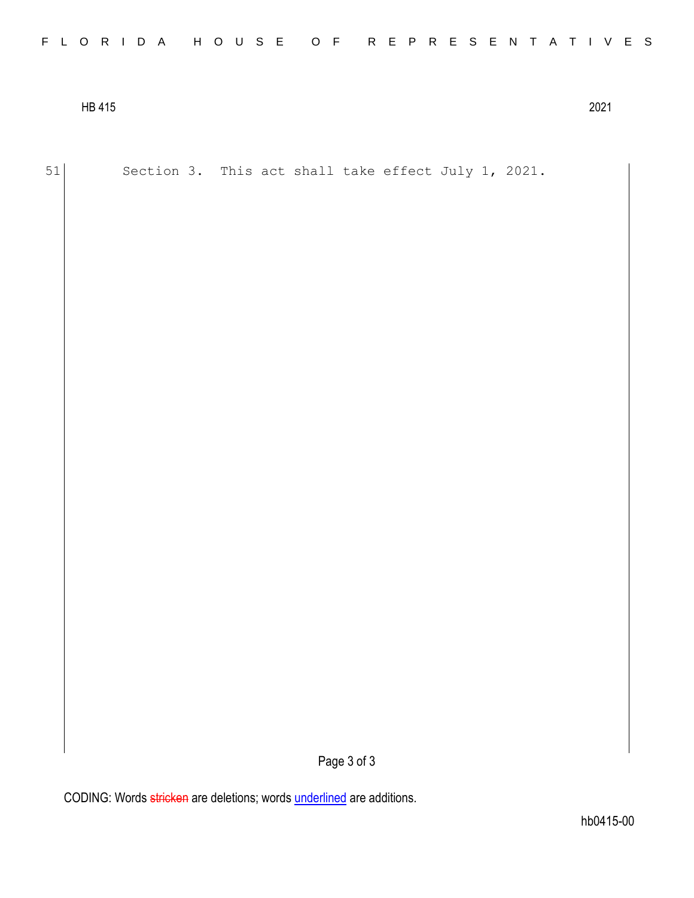Section 3. This act shall take effect July 1, 2021.